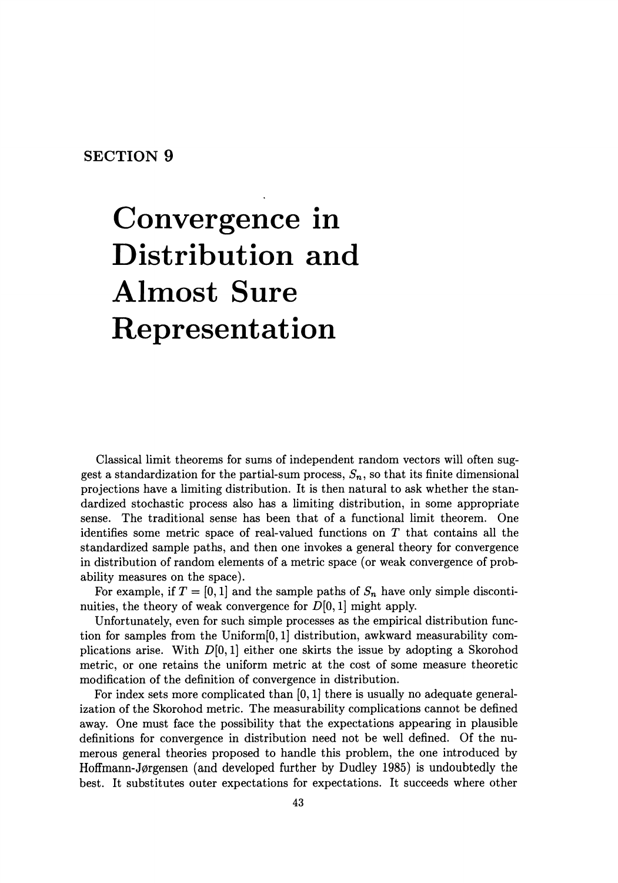# SECTION 9

# Convergence in Distribution and Almost Sure Representation

Classical limit theorems for sums of independent random vectors will often suggest a standardization for the partial-sum process, $S_n$, so that its finite dimensional projections have a limiting distribution. It is then natural to ask whether the standardized stochastic process also has a limiting distribution, in some appropriate sense. The traditional sense has been that of a functional limit theorem. One identifies some metric space of real-valued functions on $T$ that contains all the standardized sample paths, and then one invokes a general theory for convergence in distribution of random elements of a metric space (or weak convergence of probability measures on the space).

For example, if $T = [0,1]$ and the sample paths of $S_n$ have only simple discontinuities, the theory of weak convergence for $D[0,1]$ might apply.

Unfortunately, even for such simple processes as the empirical distribution function for samples from the Uniform$[0,1]$ distribution, awkward measurability complications arise. With $D[0,1]$ either one skirts the issue by adopting a Skorohod metric, or one retains the uniform metric at the cost of some measure theoretic modification of the definition of convergence in distribution.

For index sets more complicated than $[0,1]$ there is usually no adequate generalization of the Skorohod metric. The measurability complications cannot be defined away. One must face the possibility that the expectations appearing in plausible definitions for convergence in distribution need not be well defined. Of the numerous general theories proposed to handle this problem, the one introduced by Hoffmann-Jørgensen (and developed further by Dudley 1985) is undoubtedly the best. It substitutes outer expectations for expectations. It succeeds where other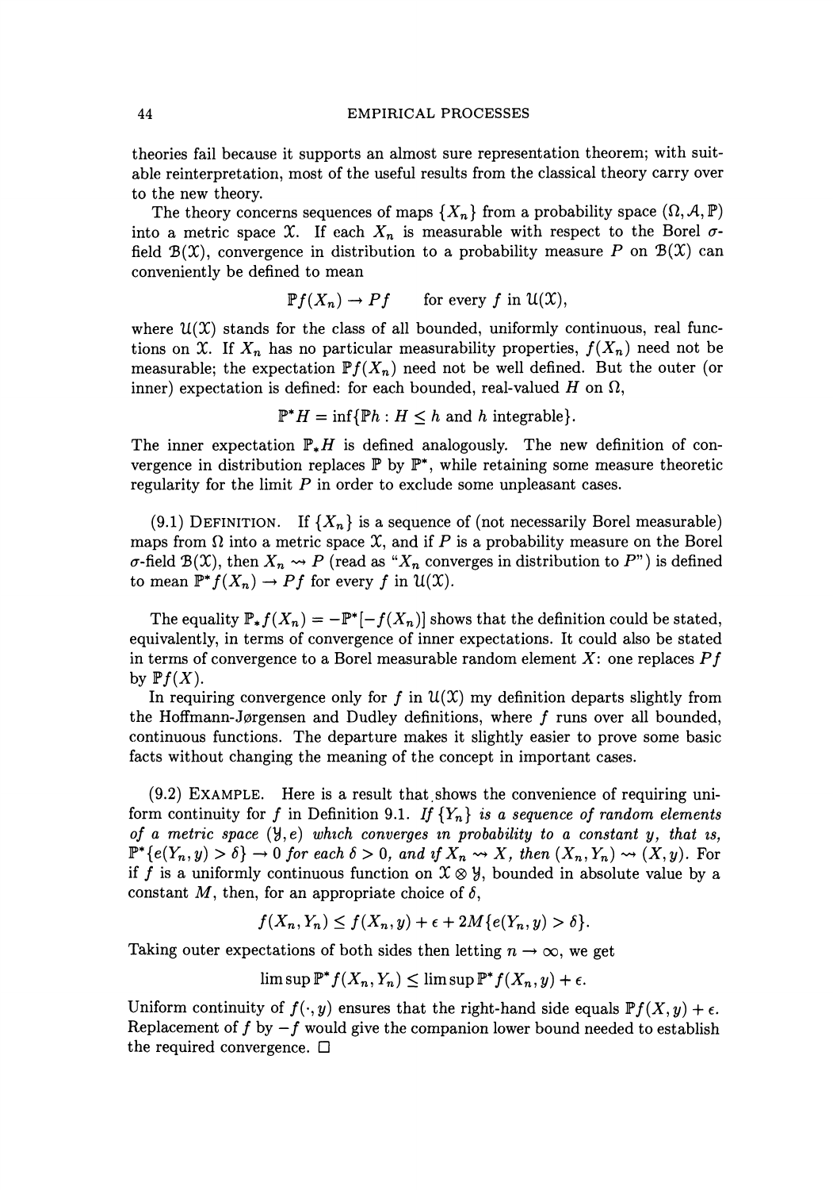theories fail because it supports an almost sure representation theorem; with suitable reinterpretation, most of the useful results from the classical theory carry over to the new theory.

The theory concerns sequences of maps $\{X_n\}$ from a probability space $(\Omega, \mathcal{A}, \mathbb{P})$ into a metric space $\mathcal{X}$. If each $X_n$ is measurable with respect to the Borel $\sigma$-field $\mathcal{B}(\mathcal{X})$, convergence in distribution to a probability measure $P$ on $\mathcal{B}(\mathcal{X})$ can conveniently be defined to mean

$$\mathbb{P}f(X_n) \to Pf \qquad \text{for every } f \text{ in } \mathcal{U}(\mathcal{X}),$$

where $\mathcal{U}(\mathcal{X})$ stands for the class of all bounded, uniformly continuous, real functions on $\mathcal{X}$. If $X_n$ has no particular measurability properties, $f(X_n)$ need not be measurable; the expectation $\mathbb{P}f(X_n)$ need not be well defined. But the outer (or inner) expectation is defined: for each bounded, real-valued $H$ on $\Omega$,

$$\mathbb{P}^*H = \inf\{\mathbb{P}h : H \leq h \text{ and } h \text{ integrable}\}.$$

The inner expectation $\mathbb{P}_*H$ is defined analogously. The new definition of convergence in distribution replaces $\mathbb{P}$ by $\mathbb{P}^*$, while retaining some measure theoretic regularity for the limit $P$ in order to exclude some unpleasant cases.

(9.1) Definition. If $\{X_n\}$ is a sequence of (not necessarily Borel measurable) maps from $\Omega$ into a metric space $\mathcal{X}$, and if $P$ is a probability measure on the Borel $\sigma$-field $\mathcal{B}(\mathcal{X})$, then $X_n \rightsquigarrow P$ (read as "$X_n$ converges in distribution to $P$") is defined to mean $\mathbb{P}^*f(X_n) \to Pf$ for every $f$ in $\mathcal{U}(\mathcal{X})$.

The equality $\mathbb{P}_*f(X_n) = -\mathbb{P}^*[-f(X_n)]$ shows that the definition could be stated, equivalently, in terms of convergence of inner expectations. It could also be stated in terms of convergence to a Borel measurable random element $X$: one replaces $Pf$ by $\mathbb{P}f(X)$.

In requiring convergence only for $f$ in $\mathcal{U}(\mathcal{X})$ my definition departs slightly from the Hoffmann-Jørgensen and Dudley definitions, where $f$ runs over all bounded, continuous functions. The departure makes it slightly easier to prove some basic facts without changing the meaning of the concept in important cases.

(9.2) Example. Here is a result that shows the convenience of requiring uniform continuity for $f$ in Definition 9.1. *If $\{Y_n\}$ is a sequence of random elements of a metric space $(\mathcal{Y}, e)$ which converges in probability to a constant $y$, that is, $\mathbb{P}^*\{e(Y_n, y) > \delta\} \to 0$ for each $\delta > 0$, and if $X_n \rightsquigarrow X$, then $(X_n, Y_n) \rightsquigarrow (X, y)$.* For if $f$ is a uniformly continuous function on $\mathcal{X} \otimes \mathcal{Y}$, bounded in absolute value by a constant $M$, then, for an appropriate choice of $\delta$,

$$f(X_n, Y_n) \leq f(X_n, y) + \epsilon + 2M\{e(Y_n, y) > \delta\}.$$

Taking outer expectations of both sides then letting $n \to \infty$, we get

$$\limsup \mathbb{P}^*f(X_n, Y_n) \leq \limsup \mathbb{P}^*f(X_n, y) + \epsilon.$$

Uniform continuity of $f(\cdot, y)$ ensures that the right-hand side equals $\mathbb{P}f(X, y) + \epsilon$. Replacement of $f$ by $-f$ would give the companion lower bound needed to establish the required convergence. □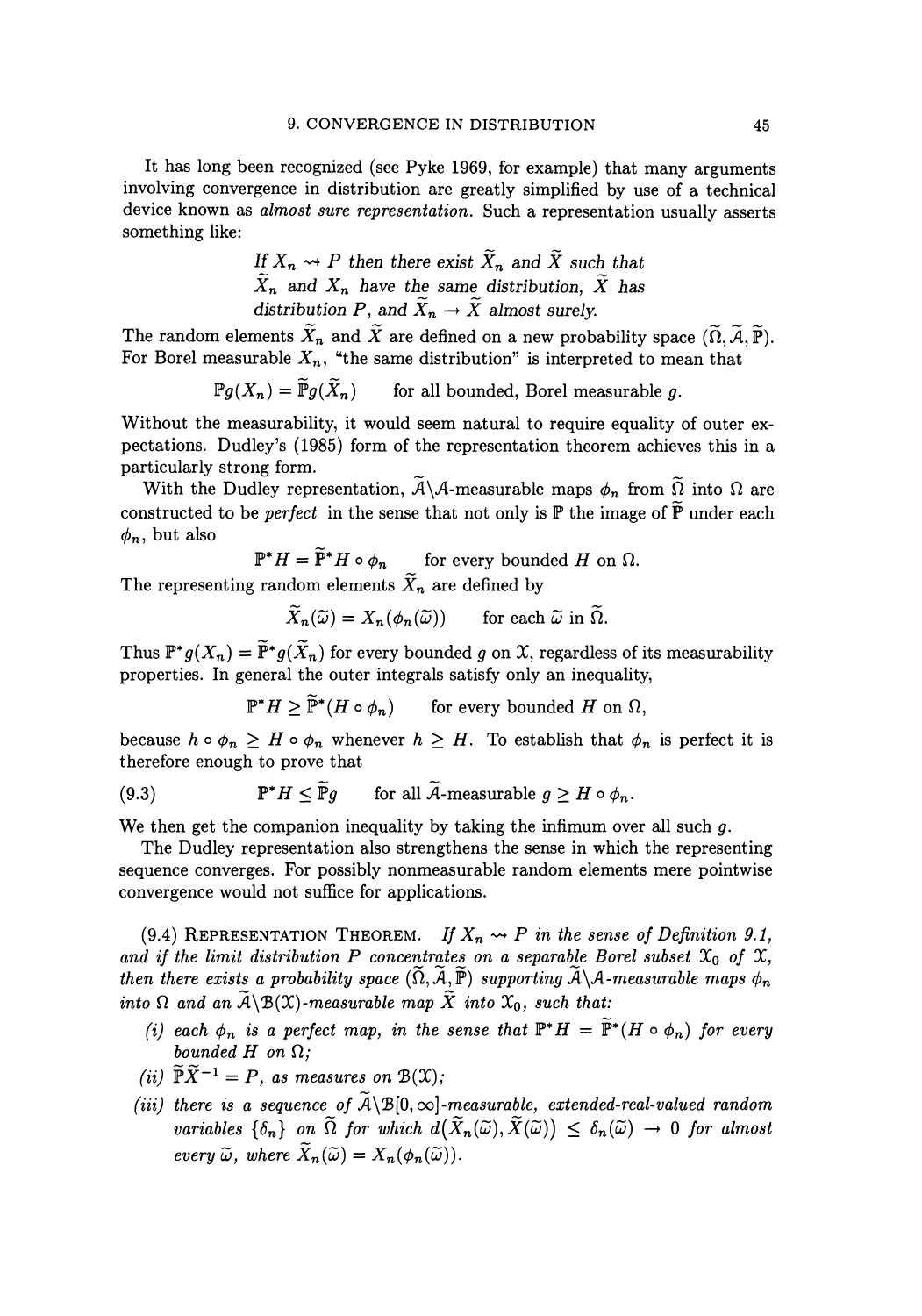It has long been recognized (see Pyke 1969, for example) that many arguments involving convergence in distribution are greatly simplified by use of a technical device known as *almost sure representation*. Such a representation usually asserts something like:

> *If $X_n \rightsquigarrow P$ then there exist $\widetilde{X}_n$ and $\widetilde{X}$ such that $\widetilde{X}_n$ and $X_n$ have the same distribution, $\widetilde{X}$ has distribution $P$, and $\widetilde{X}_n \to \widetilde{X}$ almost surely.*

The random elements $\widetilde{X}_n$ and $\widetilde{X}$ are defined on a new probability space $(\widetilde{\Omega}, \widetilde{\mathcal{A}}, \widetilde{\mathbb{P}})$. For Borel measurable $X_n$, "the same distribution" is interpreted to mean that

$$\mathbb{P}g(X_n) = \widetilde{\mathbb{P}}g(\widetilde{X}_n) \qquad \text{for all bounded, Borel measurable } g.$$

Without the measurability, it would seem natural to require equality of outer expectations. Dudley's (1985) form of the representation theorem achieves this in a particularly strong form.

With the Dudley representation, $\widetilde{\mathcal{A}}\backslash\mathcal{A}$-measurable maps $\phi_n$ from $\widetilde{\Omega}$ into $\Omega$ are constructed to be *perfect* in the sense that not only is $\mathbb{P}$ the image of $\widetilde{\mathbb{P}}$ under each $\phi_n$, but also

$$\mathbb{P}^* H = \widetilde{\mathbb{P}}^* H \circ \phi_n \qquad \text{for every bounded } H \text{ on } \Omega.$$

The representing random elements $\widetilde{X}_n$ are defined by

$$\widetilde{X}_n(\widetilde{\omega}) = X_n(\phi_n(\widetilde{\omega})) \qquad \text{for each } \widetilde{\omega} \text{ in } \widetilde{\Omega}.$$

Thus $\mathbb{P}^* g(X_n) = \widetilde{\mathbb{P}}^* g(\widetilde{X}_n)$ for every bounded $g$ on $\mathcal{X}$, regardless of its measurability properties. In general the outer integrals satisfy only an inequality,

$$\mathbb{P}^* H \geq \widetilde{\mathbb{P}}^*(H \circ \phi_n) \qquad \text{for every bounded } H \text{ on } \Omega,$$

because $h \circ \phi_n \geq H \circ \phi_n$ whenever $h \geq H$. To establish that $\phi_n$ is perfect it is therefore enough to prove that

$$\text{(9.3)} \qquad \mathbb{P}^* H \leq \widetilde{\mathbb{P}} g \qquad \text{for all } \widetilde{\mathcal{A}}\text{-measurable } g \geq H \circ \phi_n.$$

We then get the companion inequality by taking the infimum over all such $g$.

The Dudley representation also strengthens the sense in which the representing sequence converges. For possibly nonmeasurable random elements mere pointwise convergence would not suffice for applications.

(9.4) Representation Theorem. *If $X_n \rightsquigarrow P$ in the sense of Definition 9.1, and if the limit distribution $P$ concentrates on a separable Borel subset $\mathcal{X}_0$ of $\mathcal{X}$, then there exists a probability space $(\widetilde{\Omega}, \widetilde{\mathcal{A}}, \widetilde{\mathbb{P}})$ supporting $\widetilde{\mathcal{A}}\backslash\mathcal{A}$-measurable maps $\phi_n$ into $\Omega$ and an $\widetilde{\mathcal{A}}\backslash\mathcal{B}(\mathcal{X})$-measurable map $\widetilde{X}$ into $\mathcal{X}_0$, such that:*

- *(i) each $\phi_n$ is a perfect map, in the sense that $\mathbb{P}^* H = \widetilde{\mathbb{P}}^*(H \circ \phi_n)$ for every bounded $H$ on $\Omega$;*
- *(ii) $\widetilde{\mathbb{P}}\widetilde{X}^{-1} = P$, as measures on $\mathcal{B}(\mathcal{X})$;*
- *(iii) there is a sequence of $\widetilde{\mathcal{A}}\backslash\mathcal{B}[0,\infty]$-measurable, extended-real-valued random variables $\{\delta_n\}$ on $\widetilde{\Omega}$ for which $d\big(\widetilde{X}_n(\widetilde{\omega}), \widetilde{X}(\widetilde{\omega})\big) \leq \delta_n(\widetilde{\omega}) \to 0$ for almost every $\widetilde{\omega}$, where $\widetilde{X}_n(\widetilde{\omega}) = X_n(\phi_n(\widetilde{\omega}))$.*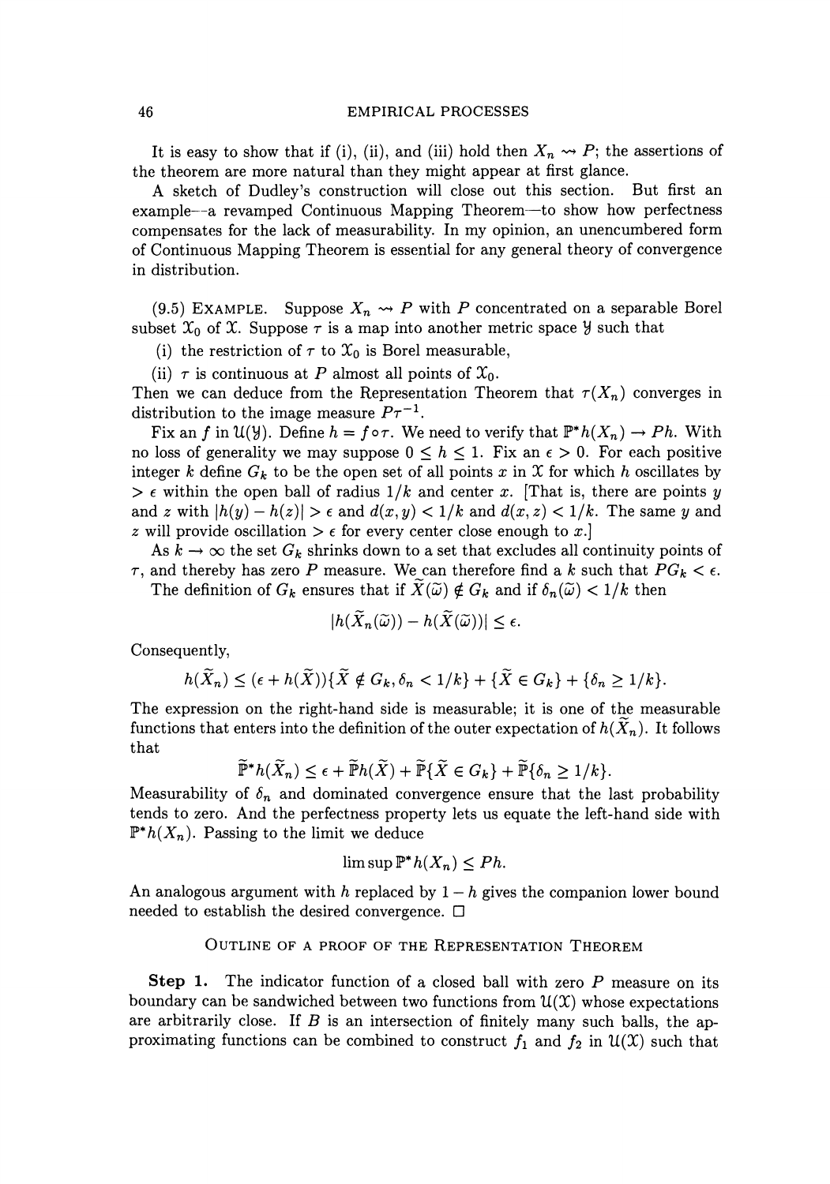It is easy to show that if (i), (ii), and (iii) hold then $X_n \rightsquigarrow P$; the assertions of the theorem are more natural than they might appear at first glance.

A sketch of Dudley's construction will close out this section. But first an example—a revamped Continuous Mapping Theorem—to show how perfectness compensates for the lack of measurability. In my opinion, an unencumbered form of Continuous Mapping Theorem is essential for any general theory of convergence in distribution.

(9.5) EXAMPLE. Suppose $X_n \rightsquigarrow P$ with $P$ concentrated on a separable Borel subset $\mathcal{X}_0$ of $\mathcal{X}$. Suppose $\tau$ is a map into another metric space $\mathcal{Y}$ such that

(i) the restriction of $\tau$ to $\mathcal{X}_0$ is Borel measurable,

(ii) $\tau$ is continuous at $P$ almost all points of $\mathcal{X}_0$.

Then we can deduce from the Representation Theorem that $\tau(X_n)$ converges in distribution to the image measure $P\tau^{-1}$.

Fix an $f$ in $\mathcal{U}(\mathcal{Y})$. Define $h = f \circ \tau$. We need to verify that $\mathbb{P}^* h(X_n) \to Ph$. With no loss of generality we may suppose $0 \leq h \leq 1$. Fix an $\epsilon > 0$. For each positive integer $k$ define $G_k$ to be the open set of all points $x$ in $\mathcal{X}$ for which $h$ oscillates by $> \epsilon$ within the open ball of radius $1/k$ and center $x$. [That is, there are points $y$ and $z$ with $|h(y) - h(z)| > \epsilon$ and $d(x, y) < 1/k$ and $d(x, z) < 1/k$. The same $y$ and $z$ will provide oscillation $> \epsilon$ for every center close enough to $x$.]

As $k \to \infty$ the set $G_k$ shrinks down to a set that excludes all continuity points of $\tau$, and thereby has zero $P$ measure. We can therefore find a $k$ such that $PG_k < \epsilon$.

The definition of $G_k$ ensures that if $\widetilde{X}(\widetilde{\omega}) \notin G_k$ and if $\delta_n(\widetilde{\omega}) < 1/k$ then

$$|h(\widetilde{X}_n(\widetilde{\omega})) - h(\widetilde{X}(\widetilde{\omega}))| \leq \epsilon.$$

Consequently,

$$h(\widetilde{X}_n) \leq (\epsilon + h(\widetilde{X}))\{\widetilde{X} \notin G_k, \delta_n < 1/k\} + \{\widetilde{X} \in G_k\} + \{\delta_n \geq 1/k\}.$$

The expression on the right-hand side is measurable; it is one of the measurable functions that enters into the definition of the outer expectation of $h(\widetilde{X}_n)$. It follows that

$$\widetilde{\mathbb{P}}^* h(\widetilde{X}_n) \leq \epsilon + \widetilde{\mathbb{P}} h(\widetilde{X}) + \widetilde{\mathbb{P}}\{\widetilde{X} \in G_k\} + \widetilde{\mathbb{P}}\{\delta_n \geq 1/k\}.$$

Measurability of $\delta_n$ and dominated convergence ensure that the last probability tends to zero. And the perfectness property lets us equate the left-hand side with $\mathbb{P}^* h(X_n)$. Passing to the limit we deduce

$$\limsup \mathbb{P}^* h(X_n) \leq Ph.$$

An analogous argument with $h$ replaced by $1 - h$ gives the companion lower bound needed to establish the desired convergence. □

## Outline of a Proof of the Representation Theorem

**Step 1.** The indicator function of a closed ball with zero $P$ measure on its boundary can be sandwiched between two functions from $\mathcal{U}(\mathcal{X})$ whose expectations are arbitrarily close. If $B$ is an intersection of finitely many such balls, the approximating functions can be combined to construct $f_1$ and $f_2$ in $\mathcal{U}(\mathcal{X})$ such that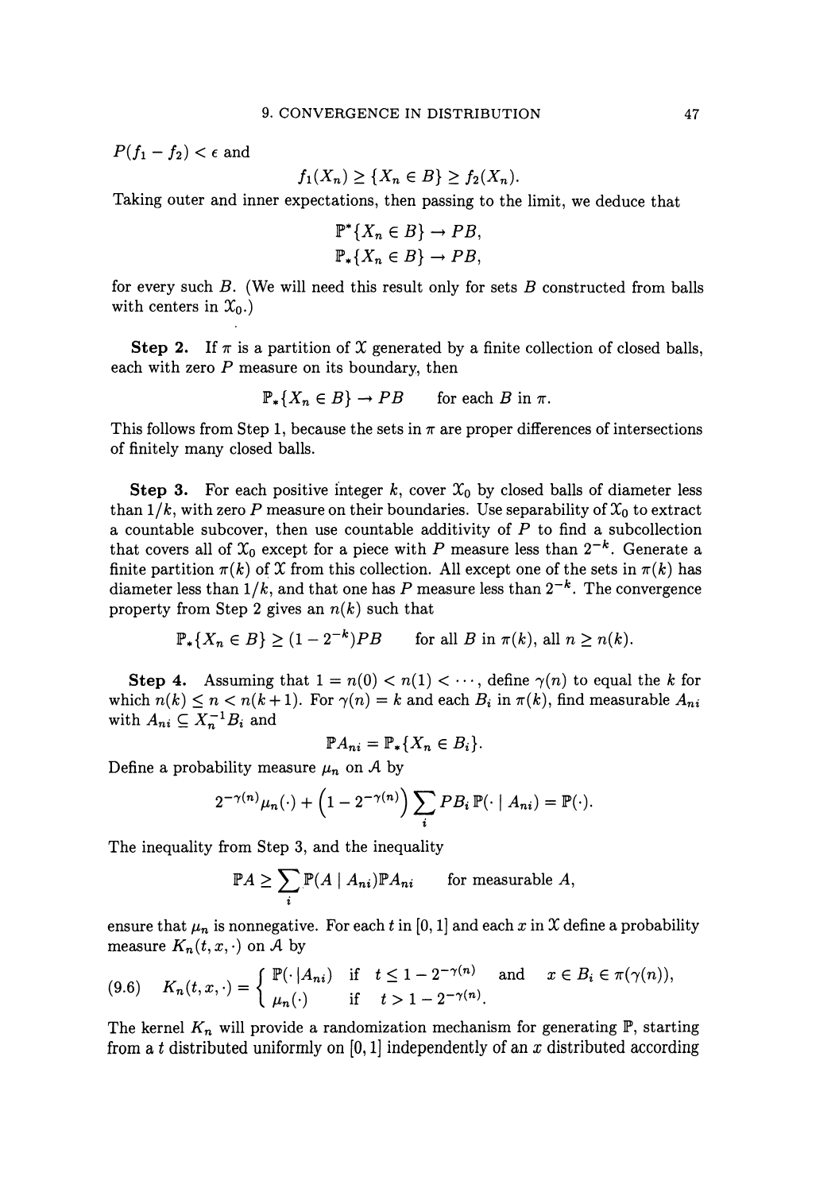$P(f_1 - f_2) < \epsilon$ and

$$f_1(X_n) \geq \{X_n \in B\} \geq f_2(X_n).$$

Taking outer and inner expectations, then passing to the limit, we deduce that

$$\mathbb{P}^*\{X_n \in B\} \to PB,$$
$$\mathbb{P}_*\{X_n \in B\} \to PB,$$

for every such $B$. (We will need this result only for sets $B$ constructed from balls with centers in $\mathcal{X}_0$.)

**Step 2.** If $\pi$ is a partition of $\mathcal{X}$ generated by a finite collection of closed balls, each with zero $P$ measure on its boundary, then

$$\mathbb{P}_*\{X_n \in B\} \to PB \qquad \text{for each } B \text{ in } \pi.$$

This follows from Step 1, because the sets in $\pi$ are proper differences of intersections of finitely many closed balls.

**Step 3.** For each positive integer $k$, cover $\mathcal{X}_0$ by closed balls of diameter less than $1/k$, with zero $P$ measure on their boundaries. Use separability of $\mathcal{X}_0$ to extract a countable subcover, then use countable additivity of $P$ to find a subcollection that covers all of $\mathcal{X}_0$ except for a piece with $P$ measure less than $2^{-k}$. Generate a finite partition $\pi(k)$ of $\mathcal{X}$ from this collection. All except one of the sets in $\pi(k)$ has diameter less than $1/k$, and that one has $P$ measure less than $2^{-k}$. The convergence property from Step 2 gives an $n(k)$ such that

$$\mathbb{P}_*\{X_n \in B\} \geq (1 - 2^{-k})PB \qquad \text{for all } B \text{ in } \pi(k), \text{ all } n \geq n(k).$$

**Step 4.** Assuming that $1 = n(0) < n(1) < \cdots$, define $\gamma(n)$ to equal the $k$ for which $n(k) \leq n < n(k+1)$. For $\gamma(n) = k$ and each $B_i$ in $\pi(k)$, find measurable $A_{ni}$ with $A_{ni} \subseteq X_n^{-1}B_i$ and

$$\mathbb{P}A_{ni} = \mathbb{P}_*\{X_n \in B_i\}.$$

Define a probability measure $\mu_n$ on $\mathcal{A}$ by

$$2^{-\gamma(n)}\mu_n(\cdot) + \left(1 - 2^{-\gamma(n)}\right)\sum_i PB_i\,\mathbb{P}(\cdot \mid A_{ni}) = \mathbb{P}(\cdot).$$

The inequality from Step 3, and the inequality

$$\mathbb{P}A \geq \sum_i \mathbb{P}(A \mid A_{ni})\mathbb{P}A_{ni} \qquad \text{for measurable } A,$$

ensure that $\mu_n$ is nonnegative. For each $t$ in $[0,1]$ and each $x$ in $\mathcal{X}$ define a probability measure $K_n(t, x, \cdot)$ on $\mathcal{A}$ by

$$K_n(t,x,\cdot) = \begin{cases} \mathbb{P}(\cdot\,|A_{ni}) & \text{if} \quad t \leq 1 - 2^{-\gamma(n)} \quad \text{and} \quad x \in B_i \in \pi(\gamma(n)), \\ \mu_n(\cdot) & \text{if} \quad t > 1 - 2^{-\gamma(n)}. \end{cases} \tag{9.6}$$

The kernel $K_n$ will provide a randomization mechanism for generating $\mathbb{P}$, starting from a $t$ distributed uniformly on $[0,1]$ independently of an $x$ distributed according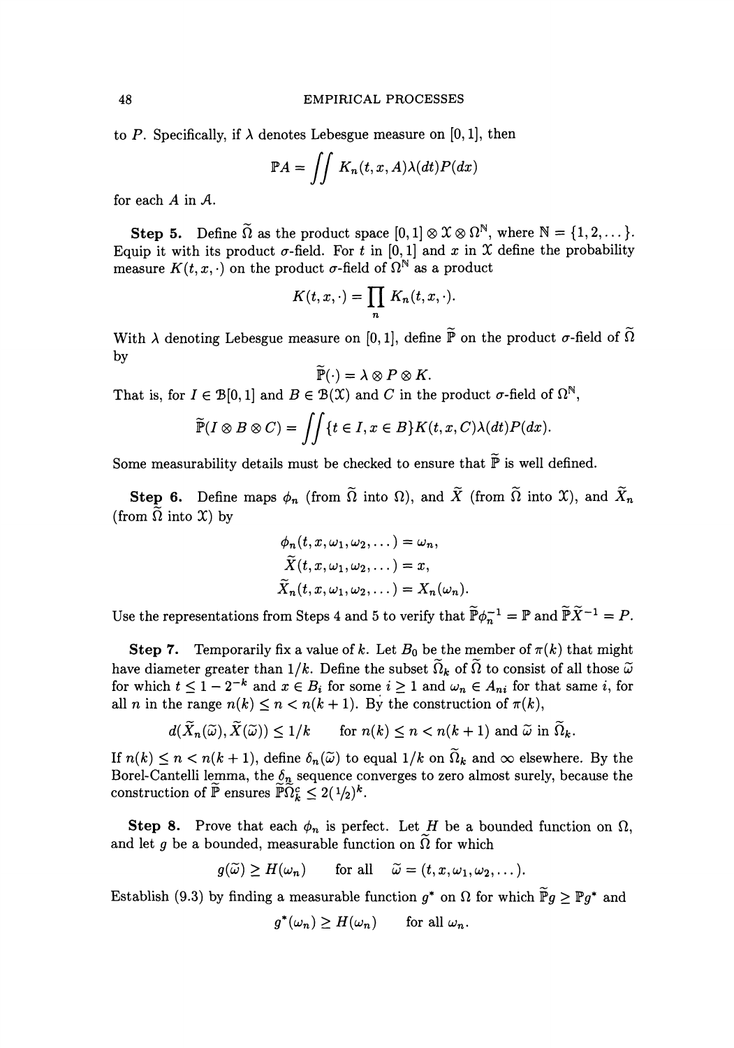to $P$. Specifically, if $\lambda$ denotes Lebesgue measure on $[0,1]$, then

$$\mathbb{P}A = \iint K_n(t, x, A)\lambda(dt)P(dx)$$

for each $A$ in $\mathcal{A}$.

**Step 5.** Define $\widetilde{\Omega}$ as the product space $[0,1] \otimes \mathcal{X} \otimes \Omega^{\mathbb{N}}$, where $\mathbb{N} = \{1, 2, \dots\}$. Equip it with its product $\sigma$-field. For $t$ in $[0,1]$ and $x$ in $\mathcal{X}$ define the probability measure $K(t, x, \cdot)$ on the product $\sigma$-field of $\Omega^{\mathbb{N}}$ as a product

$$K(t, x, \cdot) = \prod_n K_n(t, x, \cdot).$$

With $\lambda$ denoting Lebesgue measure on $[0,1]$, define $\widetilde{\mathbb{P}}$ on the product $\sigma$-field of $\widetilde{\Omega}$ by

$$\widetilde{\mathbb{P}}(\cdot) = \lambda \otimes P \otimes K.$$

That is, for $I \in \mathcal{B}[0,1]$ and $B \in \mathcal{B}(\mathcal{X})$ and $C$ in the product $\sigma$-field of $\Omega^{\mathbb{N}}$,

$$\widetilde{\mathbb{P}}(I \otimes B \otimes C) = \iint \{t \in I, x \in B\} K(t, x, C)\lambda(dt)P(dx).$$

Some measurability details must be checked to ensure that $\widetilde{\mathbb{P}}$ is well defined.

**Step 6.** Define maps $\phi_n$ (from $\widetilde{\Omega}$ into $\Omega$), and $\widetilde{X}$ (from $\widetilde{\Omega}$ into $\mathcal{X}$), and $\widetilde{X}_n$ (from $\widetilde{\Omega}$ into $\mathcal{X}$) by

$$\phi_n(t, x, \omega_1, \omega_2, \dots) = \omega_n,$$
$$\widetilde{X}(t, x, \omega_1, \omega_2, \dots) = x,$$
$$\widetilde{X}_n(t, x, \omega_1, \omega_2, \dots) = X_n(\omega_n).$$

Use the representations from Steps 4 and 5 to verify that $\widetilde{\mathbb{P}}\phi_n^{-1} = \mathbb{P}$ and $\widetilde{\mathbb{P}}\widetilde{X}^{-1} = P$.

**Step 7.** Temporarily fix a value of $k$. Let $B_0$ be the member of $\pi(k)$ that might have diameter greater than $1/k$. Define the subset $\widetilde{\Omega}_k$ of $\widetilde{\Omega}$ to consist of all those $\widetilde{\omega}$ for which $t \leq 1 - 2^{-k}$ and $x \in B_i$ for some $i \geq 1$ and $\omega_n \in A_{ni}$ for that same $i$, for all $n$ in the range $n(k) \leq n < n(k+1)$. By the construction of $\pi(k)$,

$$d(\widetilde{X}_n(\widetilde{\omega}), \widetilde{X}(\widetilde{\omega})) \leq 1/k \qquad \text{for } n(k) \leq n < n(k+1) \text{ and } \widetilde{\omega} \text{ in } \widetilde{\Omega}_k.$$

If $n(k) \leq n < n(k+1)$, define $\delta_n(\widetilde{\omega})$ to equal $1/k$ on $\widetilde{\Omega}_k$ and $\infty$ elsewhere. By the Borel-Cantelli lemma, the $\delta_n$ sequence converges to zero almost surely, because the construction of $\widetilde{\mathbb{P}}$ ensures $\widetilde{\mathbb{P}}\widetilde{\Omega}_k^c \leq 2(1/2)^k$.

**Step 8.** Prove that each $\phi_n$ is perfect. Let $H$ be a bounded function on $\Omega$, and let $g$ be a bounded, measurable function on $\widetilde{\Omega}$ for which

$$g(\widetilde{\omega}) \geq H(\omega_n) \qquad \text{for all} \quad \widetilde{\omega} = (t, x, \omega_1, \omega_2, \dots).$$

Establish (9.3) by finding a measurable function $g^*$ on $\Omega$ for which $\widetilde{\mathbb{P}}g \geq \mathbb{P}g^*$ and

$$g^*(\omega_n) \geq H(\omega_n) \qquad \text{for all } \omega_n.$$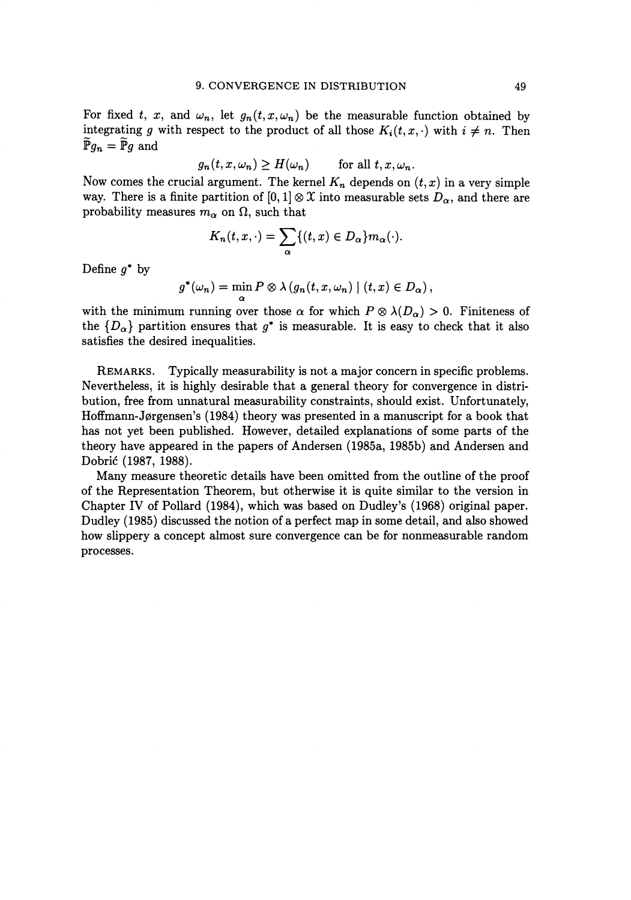For fixed $t$, $x$, and $\omega_n$, let $g_n(t, x, \omega_n)$ be the measurable function obtained by integrating $g$ with respect to the product of all those $K_i(t, x, \cdot)$ with $i \neq n$. Then $\widetilde{\mathbb{P}} g_n = \widetilde{\mathbb{P}} g$ and

$$g_n(t, x, \omega_n) \geq H(\omega_n) \qquad \text{for all } t, x, \omega_n.$$

Now comes the crucial argument. The kernel $K_n$ depends on $(t, x)$ in a very simple way. There is a finite partition of $[0, 1] \otimes \mathfrak{X}$ into measurable sets $D_\alpha$, and there are probability measures $m_\alpha$ on $\Omega$, such that

$$K_n(t, x, \cdot) = \sum_\alpha \{(t, x) \in D_\alpha\} m_\alpha(\cdot).$$

Define $g^*$ by

$$g^*(\omega_n) = \min_\alpha P \otimes \lambda \left( g_n(t, x, \omega_n) \mid (t, x) \in D_\alpha \right),$$

with the minimum running over those $\alpha$ for which $P \otimes \lambda(D_\alpha) > 0$. Finiteness of the $\{D_\alpha\}$ partition ensures that $g^*$ is measurable. It is easy to check that it also satisfies the desired inequalities.

REMARKS. Typically measurability is not a major concern in specific problems. Nevertheless, it is highly desirable that a general theory for convergence in distribution, free from unnatural measurability constraints, should exist. Unfortunately, Hoffmann-Jørgensen's (1984) theory was presented in a manuscript for a book that has not yet been published. However, detailed explanations of some parts of the theory have appeared in the papers of Andersen (1985a, 1985b) and Andersen and Dobrić (1987, 1988).

Many measure theoretic details have been omitted from the outline of the proof of the Representation Theorem, but otherwise it is quite similar to the version in Chapter IV of Pollard (1984), which was based on Dudley's (1968) original paper. Dudley (1985) discussed the notion of a perfect map in some detail, and also showed how slippery a concept almost sure convergence can be for nonmeasurable random processes.